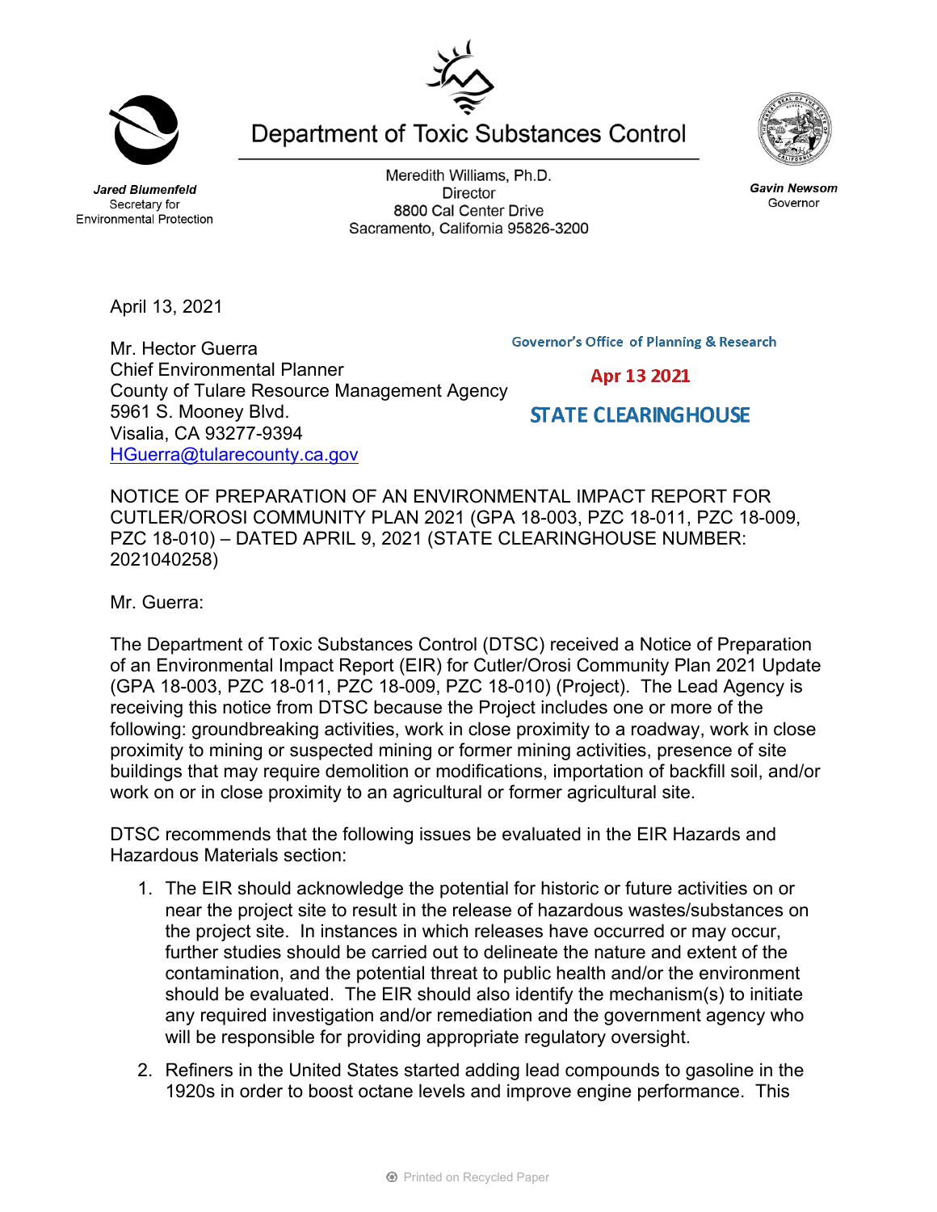# Department of Toxic Substances Control

***Jared Blumenfeld***
Secretary for
Environmental Protection

Meredith Williams, Ph.D.
Director
8800 Cal Center Drive
Sacramento, California 95826-3200

***Gavin Newsom***
Governor

April 13, 2021

Governor's Office of Planning & Research

Apr 13 2021

STATE CLEARINGHOUSE

Mr. Hector Guerra
Chief Environmental Planner
County of Tulare Resource Management Agency
5961 S. Mooney Blvd.
Visalia, CA 93277-9394
HGuerra@tularecounty.ca.gov

NOTICE OF PREPARATION OF AN ENVIRONMENTAL IMPACT REPORT FOR CUTLER/OROSI COMMUNITY PLAN 2021 (GPA 18-003, PZC 18-011, PZC 18-009, PZC 18-010) – DATED APRIL 9, 2021 (STATE CLEARINGHOUSE NUMBER: 2021040258)

Mr. Guerra:

The Department of Toxic Substances Control (DTSC) received a Notice of Preparation of an Environmental Impact Report (EIR) for Cutler/Orosi Community Plan 2021 Update (GPA 18-003, PZC 18-011, PZC 18-009, PZC 18-010) (Project). The Lead Agency is receiving this notice from DTSC because the Project includes one or more of the following: groundbreaking activities, work in close proximity to a roadway, work in close proximity to mining or suspected mining or former mining activities, presence of site buildings that may require demolition or modifications, importation of backfill soil, and/or work on or in close proximity to an agricultural or former agricultural site.

DTSC recommends that the following issues be evaluated in the EIR Hazards and Hazardous Materials section:

1. The EIR should acknowledge the potential for historic or future activities on or near the project site to result in the release of hazardous wastes/substances on the project site. In instances in which releases have occurred or may occur, further studies should be carried out to delineate the nature and extent of the contamination, and the potential threat to public health and/or the environment should be evaluated. The EIR should also identify the mechanism(s) to initiate any required investigation and/or remediation and the government agency who will be responsible for providing appropriate regulatory oversight.
2. Refiners in the United States started adding lead compounds to gasoline in the 1920s in order to boost octane levels and improve engine performance. This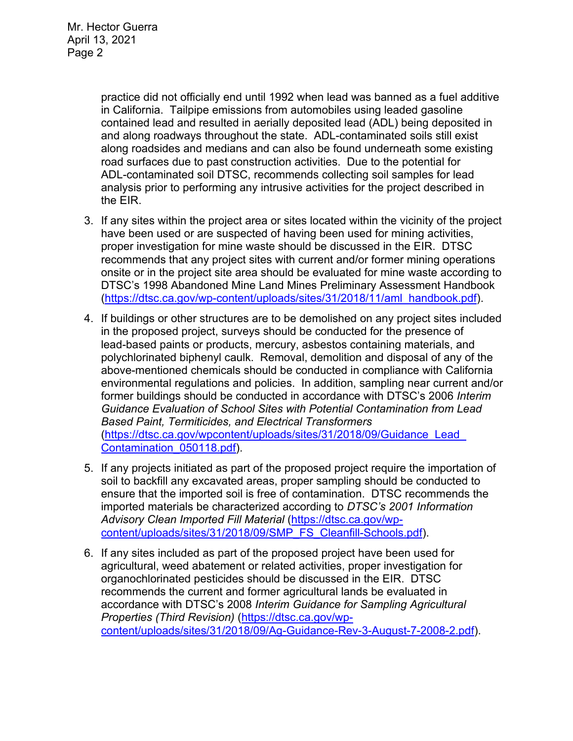practice did not officially end until 1992 when lead was banned as a fuel additive in California. Tailpipe emissions from automobiles using leaded gasoline contained lead and resulted in aerially deposited lead (ADL) being deposited in and along roadways throughout the state. ADL-contaminated soils still exist along roadsides and medians and can also be found underneath some existing road surfaces due to past construction activities. Due to the potential for ADL-contaminated soil DTSC, recommends collecting soil samples for lead analysis prior to performing any intrusive activities for the project described in the EIR.

3. If any sites within the project area or sites located within the vicinity of the project have been used or are suspected of having been used for mining activities, proper investigation for mine waste should be discussed in the EIR. DTSC recommends that any project sites with current and/or former mining operations onsite or in the project site area should be evaluated for mine waste according to DTSC's 1998 Abandoned Mine Land Mines Preliminary Assessment Handbook ([https://dtsc.ca.gov/wp-content/uploads/sites/31/2018/11/aml_handbook.pdf](https://dtsc.ca.gov/wp-content/uploads/sites/31/2018/11/aml_handbook.pdf)).

4. If buildings or other structures are to be demolished on any project sites included in the proposed project, surveys should be conducted for the presence of lead-based paints or products, mercury, asbestos containing materials, and polychlorinated biphenyl caulk. Removal, demolition and disposal of any of the above-mentioned chemicals should be conducted in compliance with California environmental regulations and policies. In addition, sampling near current and/or former buildings should be conducted in accordance with DTSC's 2006 *Interim Guidance Evaluation of School Sites with Potential Contamination from Lead Based Paint, Termiticides, and Electrical Transformers* ([https://dtsc.ca.gov/wpcontent/uploads/sites/31/2018/09/Guidance_Lead_Contamination_050118.pdf](https://dtsc.ca.gov/wpcontent/uploads/sites/31/2018/09/Guidance_Lead_Contamination_050118.pdf)).

5. If any projects initiated as part of the proposed project require the importation of soil to backfill any excavated areas, proper sampling should be conducted to ensure that the imported soil is free of contamination. DTSC recommends the imported materials be characterized according to *DTSC's 2001 Information Advisory Clean Imported Fill Material* ([https://dtsc.ca.gov/wp-content/uploads/sites/31/2018/09/SMP_FS_Cleanfill-Schools.pdf](https://dtsc.ca.gov/wp-content/uploads/sites/31/2018/09/SMP_FS_Cleanfill-Schools.pdf)).

6. If any sites included as part of the proposed project have been used for agricultural, weed abatement or related activities, proper investigation for organochlorinated pesticides should be discussed in the EIR. DTSC recommends the current and former agricultural lands be evaluated in accordance with DTSC's 2008 *Interim Guidance for Sampling Agricultural Properties (Third Revision)* ([https://dtsc.ca.gov/wp-content/uploads/sites/31/2018/09/Ag-Guidance-Rev-3-August-7-2008-2.pdf](https://dtsc.ca.gov/wp-content/uploads/sites/31/2018/09/Ag-Guidance-Rev-3-August-7-2008-2.pdf)).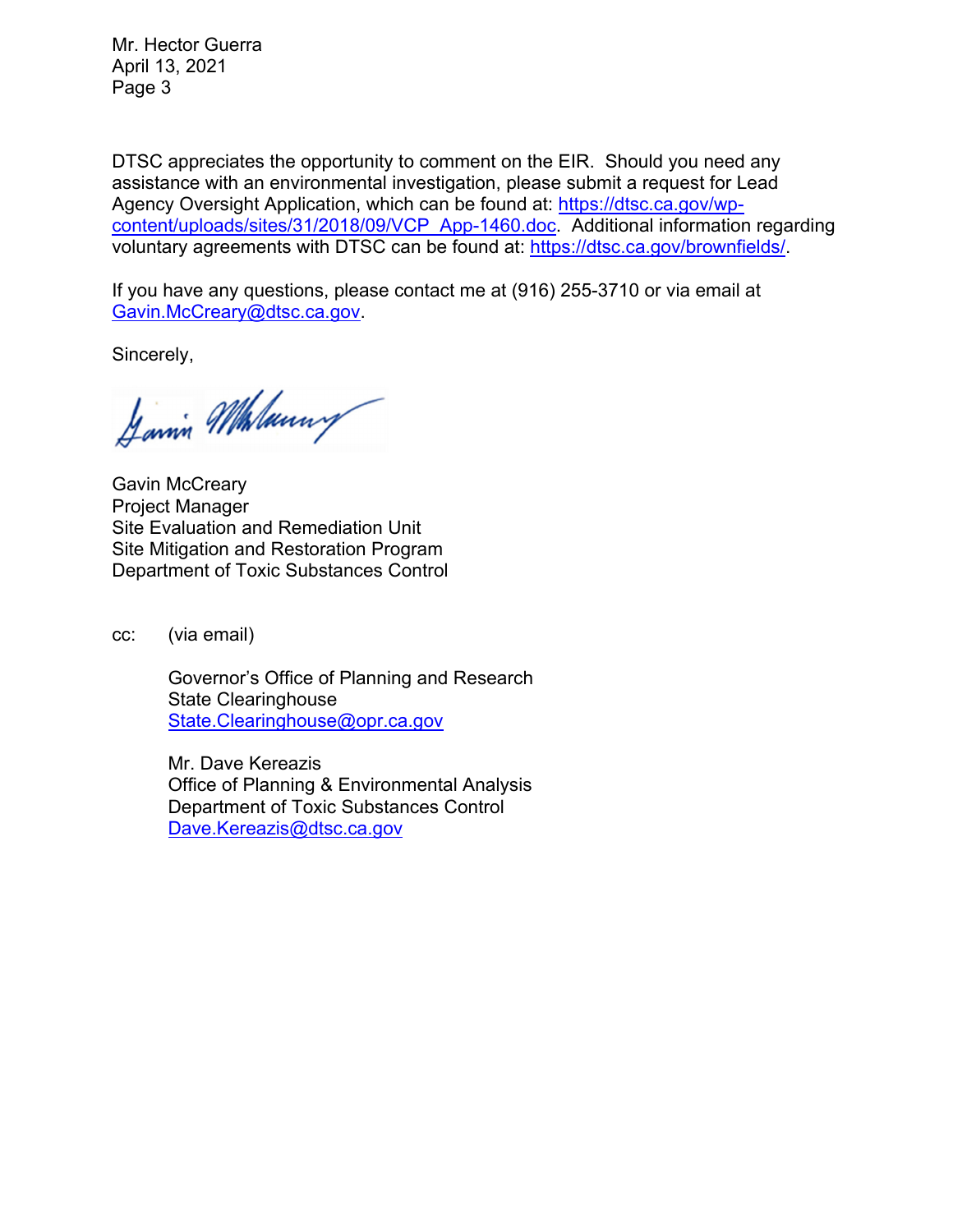DTSC appreciates the opportunity to comment on the EIR. Should you need any assistance with an environmental investigation, please submit a request for Lead Agency Oversight Application, which can be found at: https://dtsc.ca.gov/wp-content/uploads/sites/31/2018/09/VCP_App-1460.doc. Additional information regarding voluntary agreements with DTSC can be found at: https://dtsc.ca.gov/brownfields/.

If you have any questions, please contact me at (916) 255-3710 or via email at Gavin.McCreary@dtsc.ca.gov.

Sincerely,

Gavin McCreary
Project Manager
Site Evaluation and Remediation Unit
Site Mitigation and Restoration Program
Department of Toxic Substances Control

cc: (via email)

Governor's Office of Planning and Research
State Clearinghouse
State.Clearinghouse@opr.ca.gov

Mr. Dave Kereazis
Office of Planning & Environmental Analysis
Department of Toxic Substances Control
Dave.Kereazis@dtsc.ca.gov